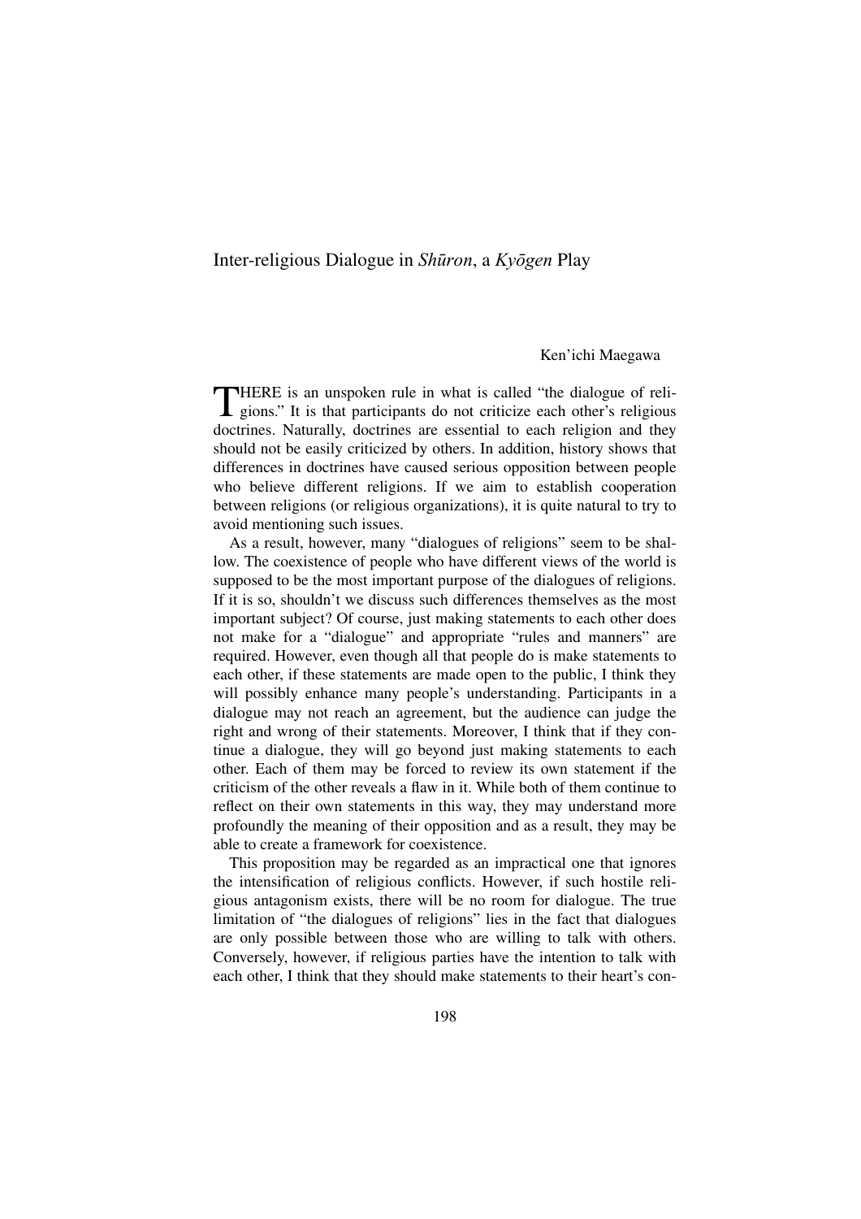# Inter-religious Dialogue in *Shūron*, a *Kyōgen* Play

Ken'ichi Maegawa

THERE is an unspoken rule in what is called "the dialogue of religions." It is that participants do not criticize each other's religious doctrines. Naturally, doctrines are essential to each religion and they should not be easily criticized by others. In addition, history shows that differences in doctrines have caused serious opposition between people who believe different religions. If we aim to establish cooperation between religions (or religious organizations), it is quite natural to try to avoid mentioning such issues.

As a result, however, many "dialogues of religions" seem to be shallow. The coexistence of people who have different views of the world is supposed to be the most important purpose of the dialogues of religions. If it is so, shouldn't we discuss such differences themselves as the most important subject? Of course, just making statements to each other does not make for a "dialogue" and appropriate "rules and manners" are required. However, even though all that people do is make statements to each other, if these statements are made open to the public, I think they will possibly enhance many people's understanding. Participants in a dialogue may not reach an agreement, but the audience can judge the right and wrong of their statements. Moreover, I think that if they continue a dialogue, they will go beyond just making statements to each other. Each of them may be forced to review its own statement if the criticism of the other reveals a flaw in it. While both of them continue to reflect on their own statements in this way, they may understand more profoundly the meaning of their opposition and as a result, they may be able to create a framework for coexistence.

This proposition may be regarded as an impractical one that ignores the intensification of religious conflicts. However, if such hostile religious antagonism exists, there will be no room for dialogue. The true limitation of "the dialogues of religions" lies in the fact that dialogues are only possible between those who are willing to talk with others. Conversely, however, if religious parties have the intention to talk with each other, I think that they should make statements to their heart's con-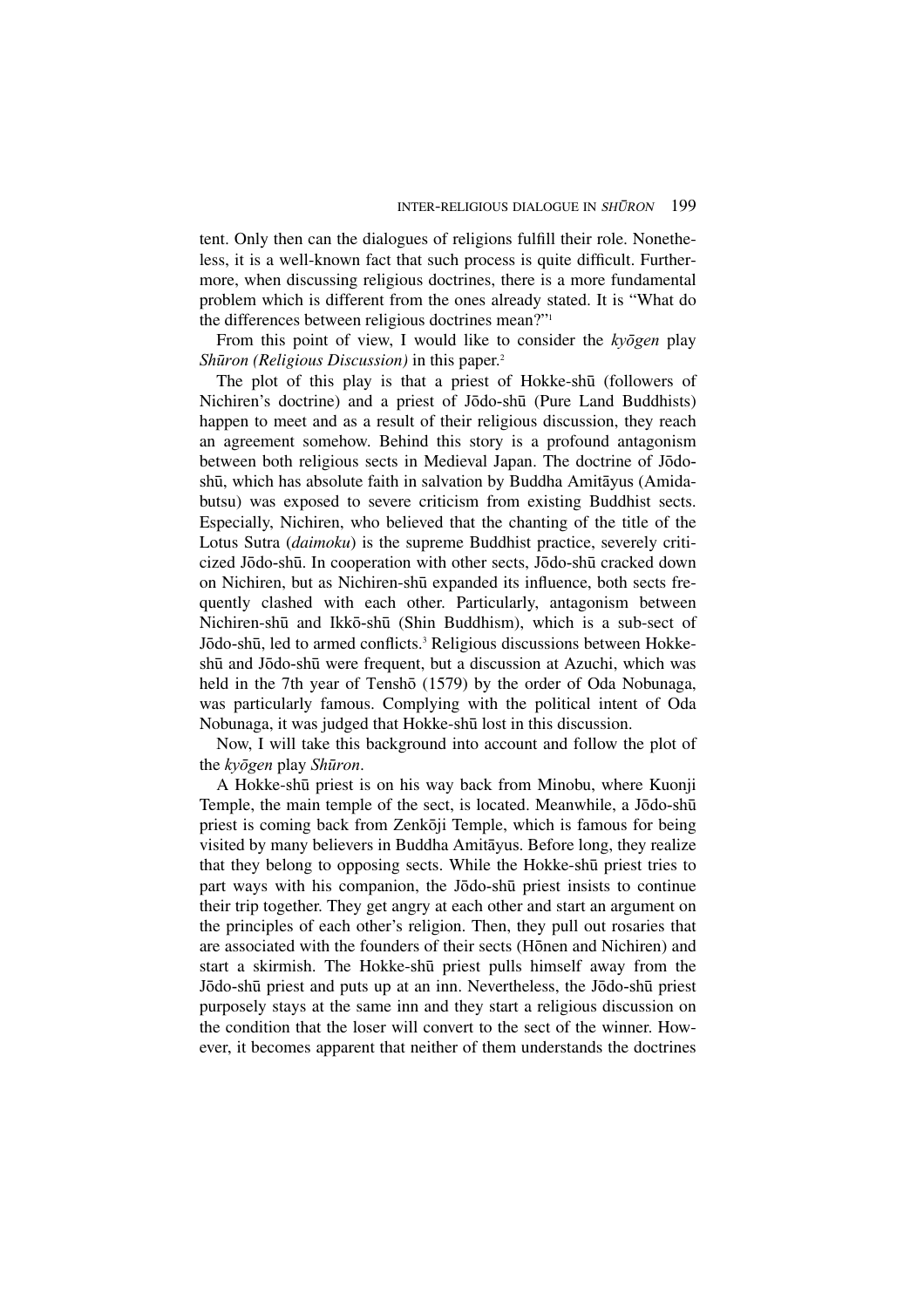tent. Only then can the dialogues of religions fulfill their role. Nonetheless, it is a well-known fact that such process is quite difficult. Furthermore, when discussing religious doctrines, there is a more fundamental problem which is different from the ones already stated. It is "What do the differences between religious doctrines mean?"[1]

From this point of view, I would like to consider the *kyōgen* play *Shūron (Religious Discussion)* in this paper.[2]

The plot of this play is that a priest of Hokke-shū (followers of Nichiren's doctrine) and a priest of Jōdo-shū (Pure Land Buddhists) happen to meet and as a result of their religious discussion, they reach an agreement somehow. Behind this story is a profound antagonism between both religious sects in Medieval Japan. The doctrine of Jōdo-shū, which has absolute faith in salvation by Buddha Amitāyus (Amida-butsu) was exposed to severe criticism from existing Buddhist sects. Especially, Nichiren, who believed that the chanting of the title of the Lotus Sutra (*daimoku*) is the supreme Buddhist practice, severely criticized Jōdo-shū. In cooperation with other sects, Jōdo-shū cracked down on Nichiren, but as Nichiren-shū expanded its influence, both sects frequently clashed with each other. Particularly, antagonism between Nichiren-shū and Ikkō-shū (Shin Buddhism), which is a sub-sect of Jōdo-shū, led to armed conflicts.[3] Religious discussions between Hokke-shū and Jōdo-shū were frequent, but a discussion at Azuchi, which was held in the 7th year of Tenshō (1579) by the order of Oda Nobunaga, was particularly famous. Complying with the political intent of Oda Nobunaga, it was judged that Hokke-shū lost in this discussion.

Now, I will take this background into account and follow the plot of the *kyōgen* play *Shūron*.

A Hokke-shū priest is on his way back from Minobu, where Kuonji Temple, the main temple of the sect, is located. Meanwhile, a Jōdo-shū priest is coming back from Zenkōji Temple, which is famous for being visited by many believers in Buddha Amitāyus. Before long, they realize that they belong to opposing sects. While the Hokke-shū priest tries to part ways with his companion, the Jōdo-shū priest insists to continue their trip together. They get angry at each other and start an argument on the principles of each other's religion. Then, they pull out rosaries that are associated with the founders of their sects (Hōnen and Nichiren) and start a skirmish. The Hokke-shū priest pulls himself away from the Jōdo-shū priest and puts up at an inn. Nevertheless, the Jōdo-shū priest purposely stays at the same inn and they start a religious discussion on the condition that the loser will convert to the sect of the winner. However, it becomes apparent that neither of them understands the doctrines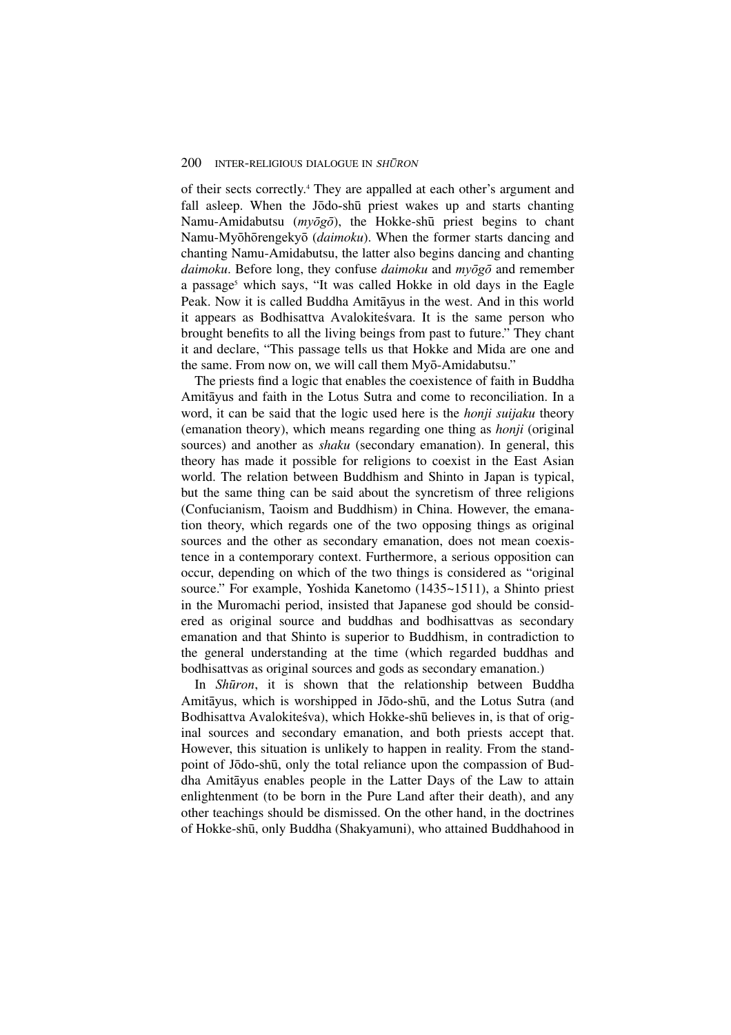of their sects correctly.[4] They are appalled at each other's argument and fall asleep. When the Jōdo-shū priest wakes up and starts chanting Namu-Amidabutsu (*myōgō*), the Hokke-shū priest begins to chant Namu-Myōhōrengekyō (*daimoku*). When the former starts dancing and chanting Namu-Amidabutsu, the latter also begins dancing and chanting *daimoku*. Before long, they confuse *daimoku* and *myōgō* and remember a passage[5] which says, "It was called Hokke in old days in the Eagle Peak. Now it is called Buddha Amitāyus in the west. And in this world it appears as Bodhisattva Avalokiteśvara. It is the same person who brought benefits to all the living beings from past to future." They chant it and declare, "This passage tells us that Hokke and Mida are one and the same. From now on, we will call them Myō-Amidabutsu."

The priests find a logic that enables the coexistence of faith in Buddha Amitāyus and faith in the Lotus Sutra and come to reconciliation. In a word, it can be said that the logic used here is the *honji suijaku* theory (emanation theory), which means regarding one thing as *honji* (original sources) and another as *shaku* (secondary emanation). In general, this theory has made it possible for religions to coexist in the East Asian world. The relation between Buddhism and Shinto in Japan is typical, but the same thing can be said about the syncretism of three religions (Confucianism, Taoism and Buddhism) in China. However, the emanation theory, which regards one of the two opposing things as original sources and the other as secondary emanation, does not mean coexistence in a contemporary context. Furthermore, a serious opposition can occur, depending on which of the two things is considered as "original source." For example, Yoshida Kanetomo (1435~1511), a Shinto priest in the Muromachi period, insisted that Japanese god should be considered as original source and buddhas and bodhisattvas as secondary emanation and that Shinto is superior to Buddhism, in contradiction to the general understanding at the time (which regarded buddhas and bodhisattvas as original sources and gods as secondary emanation.)

In *Shūron*, it is shown that the relationship between Buddha Amitāyus, which is worshipped in Jōdo-shū, and the Lotus Sutra (and Bodhisattva Avalokiteśva), which Hokke-shū believes in, is that of original sources and secondary emanation, and both priests accept that. However, this situation is unlikely to happen in reality. From the standpoint of Jōdo-shū, only the total reliance upon the compassion of Buddha Amitāyus enables people in the Latter Days of the Law to attain enlightenment (to be born in the Pure Land after their death), and any other teachings should be dismissed. On the other hand, in the doctrines of Hokke-shū, only Buddha (Shakyamuni), who attained Buddhahood in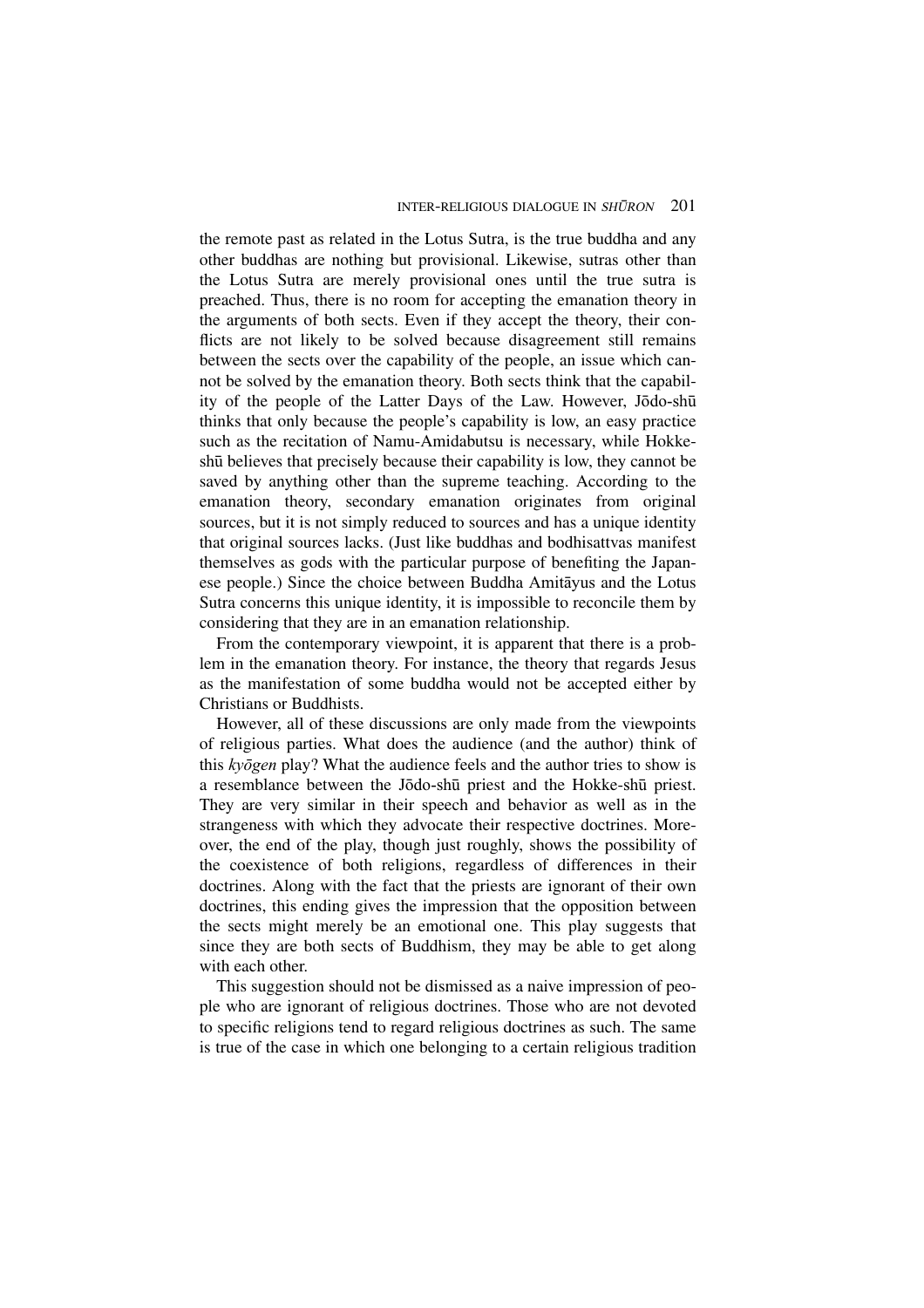the remote past as related in the Lotus Sutra, is the true buddha and any other buddhas are nothing but provisional. Likewise, sutras other than the Lotus Sutra are merely provisional ones until the true sutra is preached. Thus, there is no room for accepting the emanation theory in the arguments of both sects. Even if they accept the theory, their conflicts are not likely to be solved because disagreement still remains between the sects over the capability of the people, an issue which cannot be solved by the emanation theory. Both sects think that the capability of the people of the Latter Days of the Law. However, Jōdo-shū thinks that only because the people's capability is low, an easy practice such as the recitation of Namu-Amidabutsu is necessary, while Hokke-shū believes that precisely because their capability is low, they cannot be saved by anything other than the supreme teaching. According to the emanation theory, secondary emanation originates from original sources, but it is not simply reduced to sources and has a unique identity that original sources lacks. (Just like buddhas and bodhisattvas manifest themselves as gods with the particular purpose of benefiting the Japanese people.) Since the choice between Buddha Amitāyus and the Lotus Sutra concerns this unique identity, it is impossible to reconcile them by considering that they are in an emanation relationship.

From the contemporary viewpoint, it is apparent that there is a problem in the emanation theory. For instance, the theory that regards Jesus as the manifestation of some buddha would not be accepted either by Christians or Buddhists.

However, all of these discussions are only made from the viewpoints of religious parties. What does the audience (and the author) think of this *kyōgen* play? What the audience feels and the author tries to show is a resemblance between the Jōdo-shū priest and the Hokke-shū priest. They are very similar in their speech and behavior as well as in the strangeness with which they advocate their respective doctrines. Moreover, the end of the play, though just roughly, shows the possibility of the coexistence of both religions, regardless of differences in their doctrines. Along with the fact that the priests are ignorant of their own doctrines, this ending gives the impression that the opposition between the sects might merely be an emotional one. This play suggests that since they are both sects of Buddhism, they may be able to get along with each other.

This suggestion should not be dismissed as a naive impression of people who are ignorant of religious doctrines. Those who are not devoted to specific religions tend to regard religious doctrines as such. The same is true of the case in which one belonging to a certain religious tradition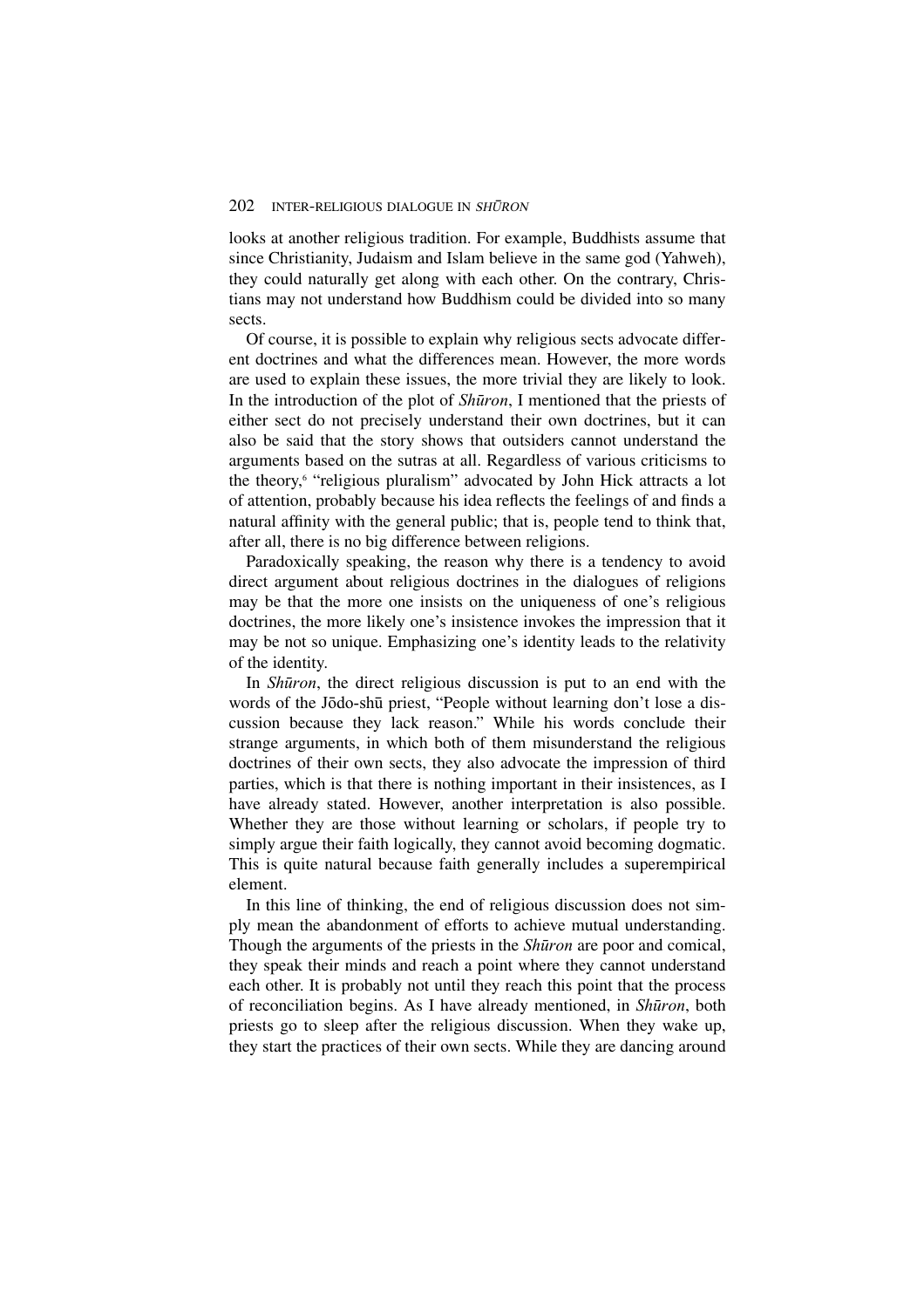looks at another religious tradition. For example, Buddhists assume that since Christianity, Judaism and Islam believe in the same god (Yahweh), they could naturally get along with each other. On the contrary, Christians may not understand how Buddhism could be divided into so many sects.

Of course, it is possible to explain why religious sects advocate different doctrines and what the differences mean. However, the more words are used to explain these issues, the more trivial they are likely to look. In the introduction of the plot of *Shūron*, I mentioned that the priests of either sect do not precisely understand their own doctrines, but it can also be said that the story shows that outsiders cannot understand the arguments based on the sutras at all. Regardless of various criticisms to the theory,[6] "religious pluralism" advocated by John Hick attracts a lot of attention, probably because his idea reflects the feelings of and finds a natural affinity with the general public; that is, people tend to think that, after all, there is no big difference between religions.

Paradoxically speaking, the reason why there is a tendency to avoid direct argument about religious doctrines in the dialogues of religions may be that the more one insists on the uniqueness of one's religious doctrines, the more likely one's insistence invokes the impression that it may be not so unique. Emphasizing one's identity leads to the relativity of the identity.

In *Shūron*, the direct religious discussion is put to an end with the words of the Jōdo-shū priest, "People without learning don't lose a discussion because they lack reason." While his words conclude their strange arguments, in which both of them misunderstand the religious doctrines of their own sects, they also advocate the impression of third parties, which is that there is nothing important in their insistences, as I have already stated. However, another interpretation is also possible. Whether they are those without learning or scholars, if people try to simply argue their faith logically, they cannot avoid becoming dogmatic. This is quite natural because faith generally includes a superempirical element.

In this line of thinking, the end of religious discussion does not simply mean the abandonment of efforts to achieve mutual understanding. Though the arguments of the priests in the *Shūron* are poor and comical, they speak their minds and reach a point where they cannot understand each other. It is probably not until they reach this point that the process of reconciliation begins. As I have already mentioned, in *Shūron*, both priests go to sleep after the religious discussion. When they wake up, they start the practices of their own sects. While they are dancing around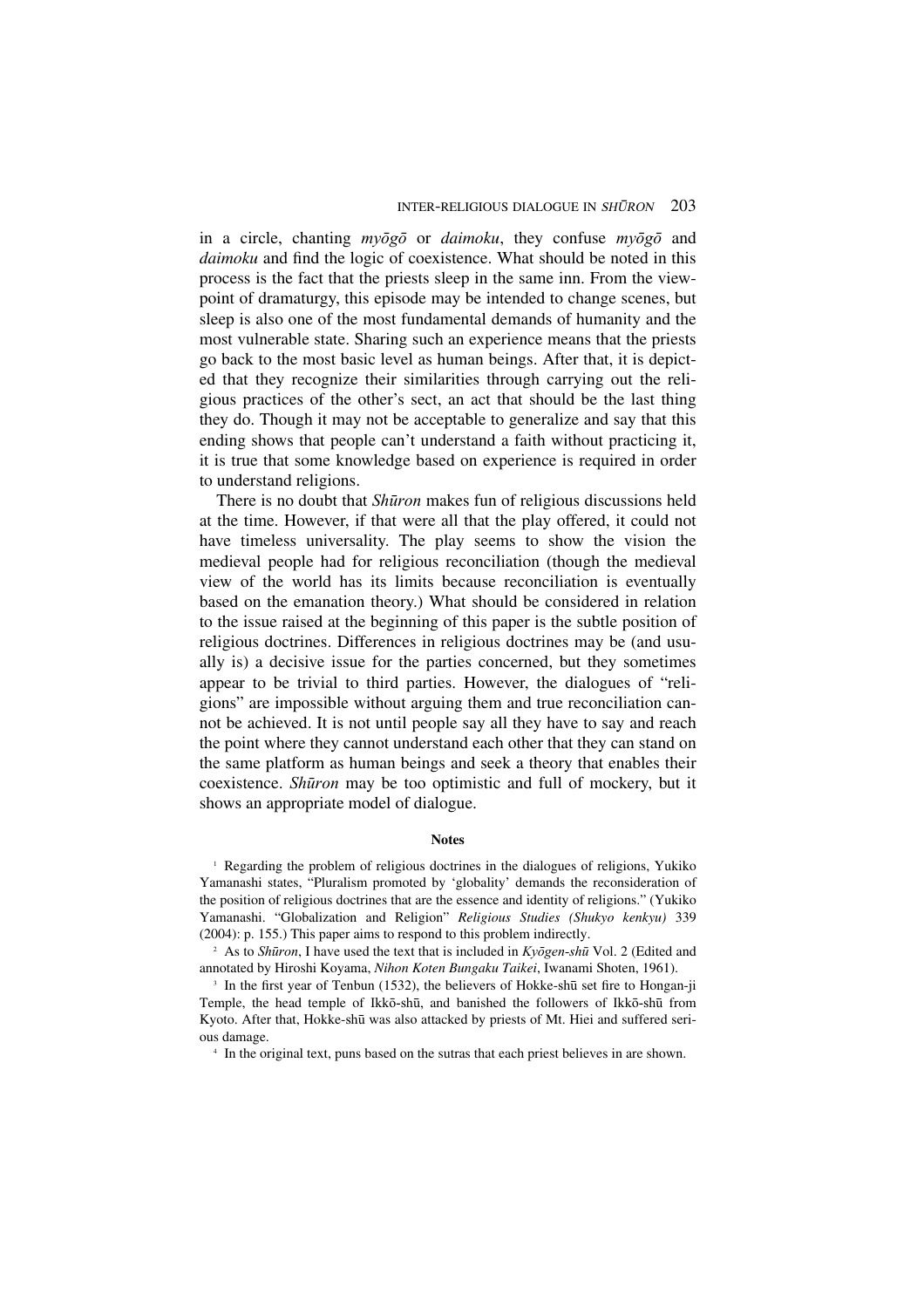in a circle, chanting *myōgō* or *daimoku*, they confuse *myōgō* and *daimoku* and find the logic of coexistence. What should be noted in this process is the fact that the priests sleep in the same inn. From the viewpoint of dramaturgy, this episode may be intended to change scenes, but sleep is also one of the most fundamental demands of humanity and the most vulnerable state. Sharing such an experience means that the priests go back to the most basic level as human beings. After that, it is depicted that they recognize their similarities through carrying out the religious practices of the other's sect, an act that should be the last thing they do. Though it may not be acceptable to generalize and say that this ending shows that people can't understand a faith without practicing it, it is true that some knowledge based on experience is required in order to understand religions.

There is no doubt that *Shūron* makes fun of religious discussions held at the time. However, if that were all that the play offered, it could not have timeless universality. The play seems to show the vision the medieval people had for religious reconciliation (though the medieval view of the world has its limits because reconciliation is eventually based on the emanation theory.) What should be considered in relation to the issue raised at the beginning of this paper is the subtle position of religious doctrines. Differences in religious doctrines may be (and usually is) a decisive issue for the parties concerned, but they sometimes appear to be trivial to third parties. However, the dialogues of "religions" are impossible without arguing them and true reconciliation cannot be achieved. It is not until people say all they have to say and reach the point where they cannot understand each other that they can stand on the same platform as human beings and seek a theory that enables their coexistence. *Shūron* may be too optimistic and full of mockery, but it shows an appropriate model of dialogue.

**Notes**

[1] Regarding the problem of religious doctrines in the dialogues of religions, Yukiko Yamanashi states, "Pluralism promoted by 'globality' demands the reconsideration of the position of religious doctrines that are the essence and identity of religions." (Yukiko Yamanashi. "Globalization and Religion" *Religious Studies (Shukyo kenkyu)* 339 (2004): p. 155.) This paper aims to respond to this problem indirectly.

[2] As to *Shūron*, I have used the text that is included in *Kyōgen-shū* Vol. 2 (Edited and annotated by Hiroshi Koyama, *Nihon Koten Bungaku Taikei*, Iwanami Shoten, 1961).

[3] In the first year of Tenbun (1532), the believers of Hokke-shū set fire to Hongan-ji Temple, the head temple of Ikkō-shū, and banished the followers of Ikkō-shū from Kyoto. After that, Hokke-shū was also attacked by priests of Mt. Hiei and suffered serious damage.

[4] In the original text, puns based on the sutras that each priest believes in are shown.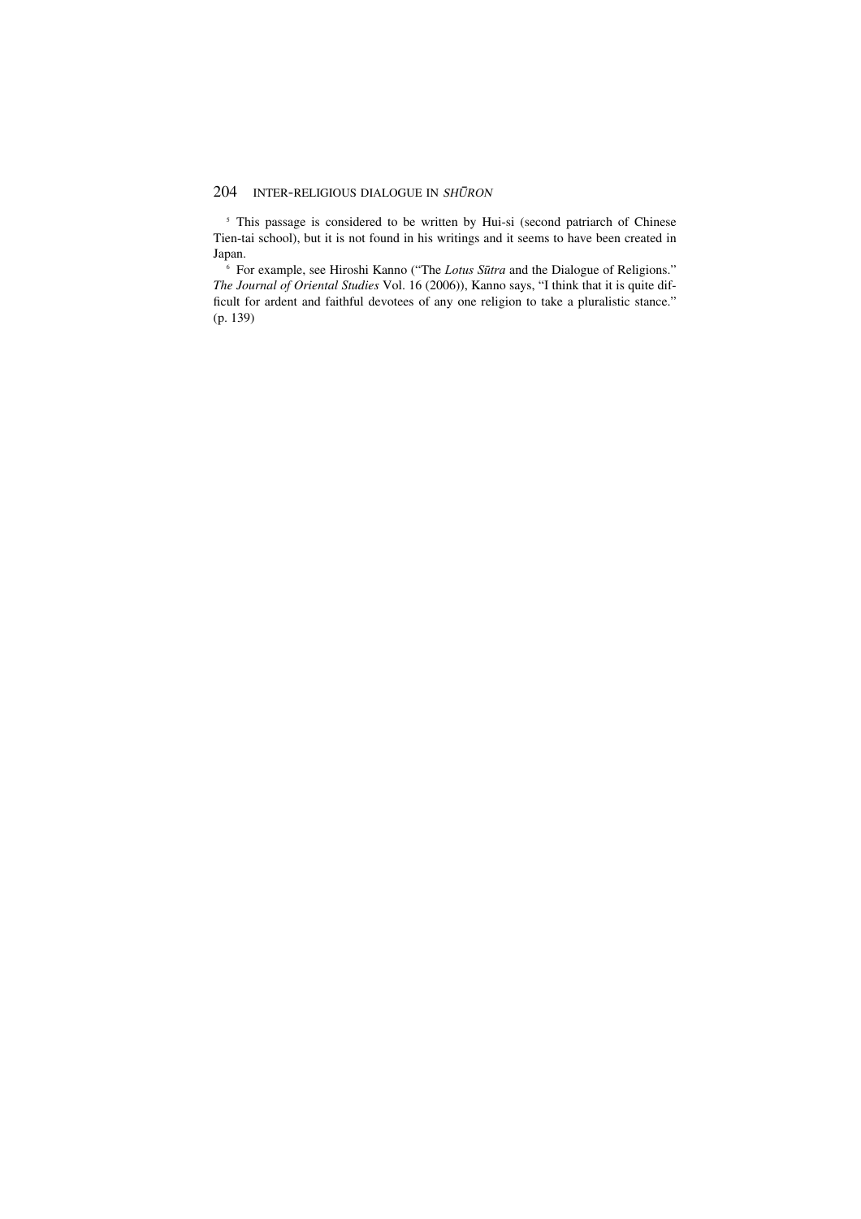[5] This passage is considered to be written by Hui-si (second patriarch of Chinese Tien-tai school), but it is not found in his writings and it seems to have been created in Japan.

[6] For example, see Hiroshi Kanno ("The *Lotus Sūtra* and the Dialogue of Religions." *The Journal of Oriental Studies* Vol. 16 (2006)), Kanno says, "I think that it is quite difficult for ardent and faithful devotees of any one religion to take a pluralistic stance." (p. 139)